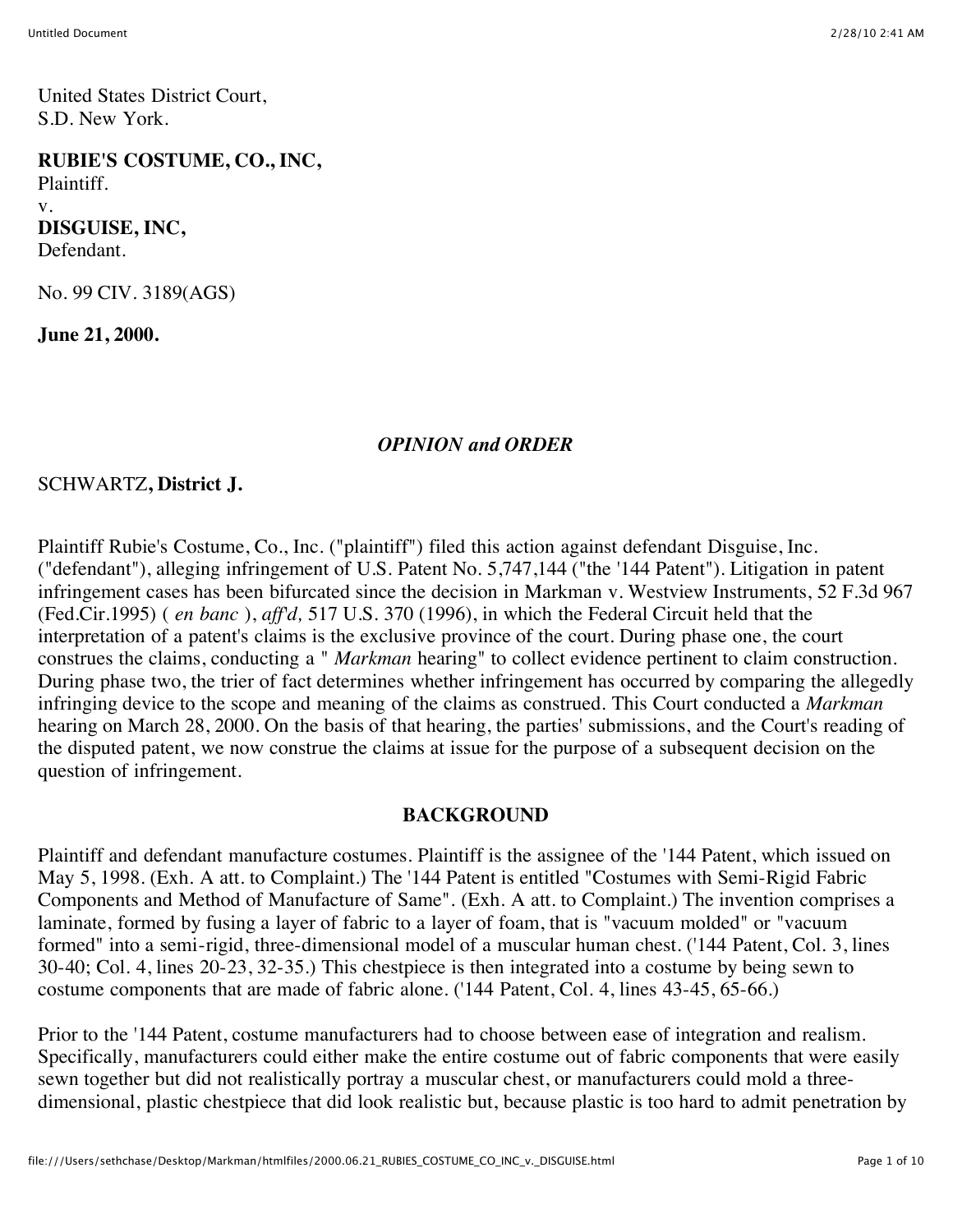United States District Court,
S.D. New York.

**RUBIE'S COSTUME, CO., INC,**
Plaintiff.
v.
**DISGUISE, INC,**
Defendant.

No. 99 CIV. 3189(AGS)

**June 21, 2000.**

*OPINION and ORDER*

SCHWARTZ, **District J.**

Plaintiff Rubie's Costume, Co., Inc. ("plaintiff") filed this action against defendant Disguise, Inc. ("defendant"), alleging infringement of U.S. Patent No. 5,747,144 ("the '144 Patent"). Litigation in patent infringement cases has been bifurcated since the decision in Markman v. Westview Instruments, 52 F.3d 967 (Fed.Cir.1995) ( *en banc* ), *aff'd,* 517 U.S. 370 (1996), in which the Federal Circuit held that the interpretation of a patent's claims is the exclusive province of the court. During phase one, the court construes the claims, conducting a " *Markman* hearing" to collect evidence pertinent to claim construction. During phase two, the trier of fact determines whether infringement has occurred by comparing the allegedly infringing device to the scope and meaning of the claims as construed. This Court conducted a *Markman* hearing on March 28, 2000. On the basis of that hearing, the parties' submissions, and the Court's reading of the disputed patent, we now construe the claims at issue for the purpose of a subsequent decision on the question of infringement.

## BACKGROUND

Plaintiff and defendant manufacture costumes. Plaintiff is the assignee of the '144 Patent, which issued on May 5, 1998. (Exh. A att. to Complaint.) The '144 Patent is entitled "Costumes with Semi-Rigid Fabric Components and Method of Manufacture of Same". (Exh. A att. to Complaint.) The invention comprises a laminate, formed by fusing a layer of fabric to a layer of foam, that is "vacuum molded" or "vacuum formed" into a semi-rigid, three-dimensional model of a muscular human chest. ('144 Patent, Col. 3, lines 30-40; Col. 4, lines 20-23, 32-35.) This chestpiece is then integrated into a costume by being sewn to costume components that are made of fabric alone. ('144 Patent, Col. 4, lines 43-45, 65-66.)

Prior to the '144 Patent, costume manufacturers had to choose between ease of integration and realism. Specifically, manufacturers could either make the entire costume out of fabric components that were easily sewn together but did not realistically portray a muscular chest, or manufacturers could mold a three-dimensional, plastic chestpiece that did look realistic but, because plastic is too hard to admit penetration by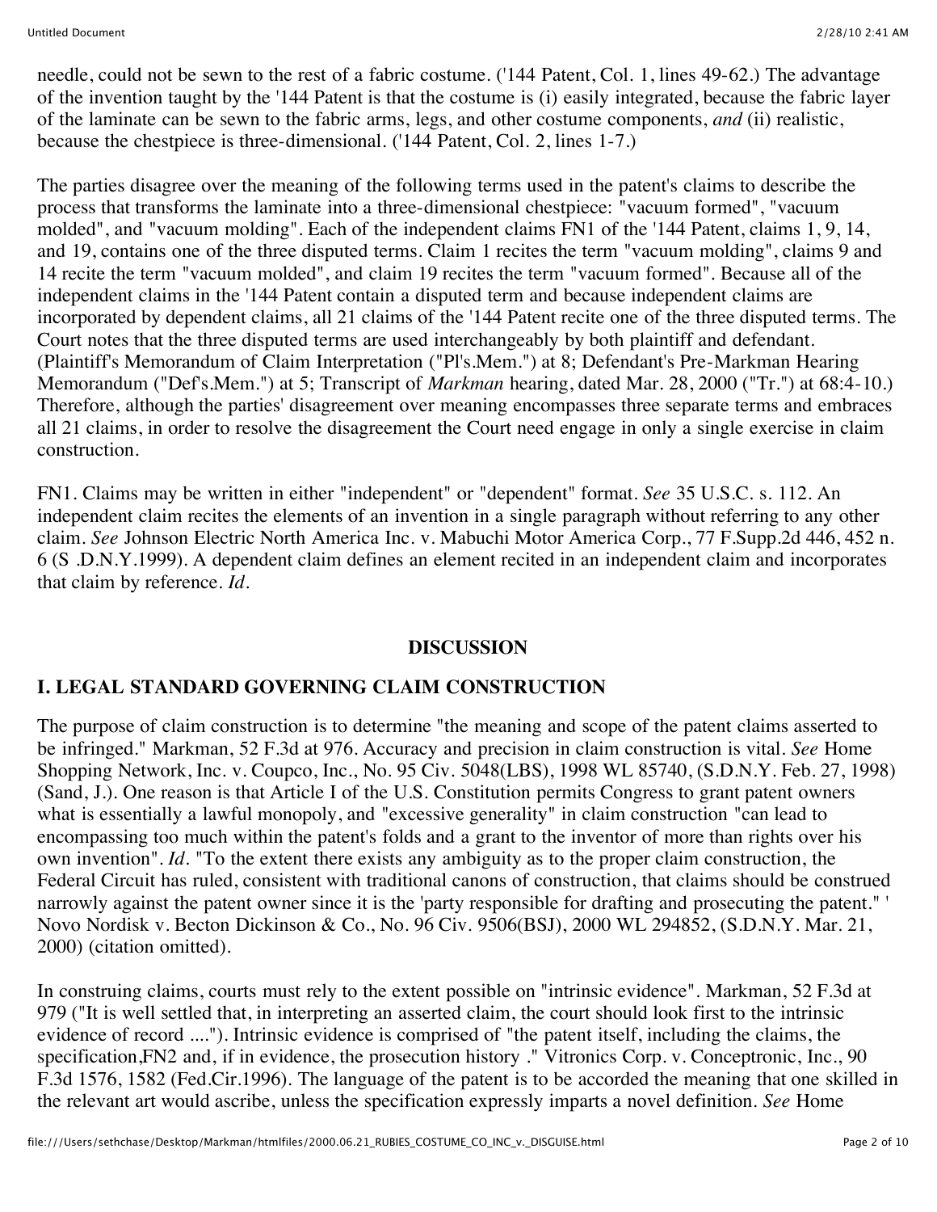needle, could not be sewn to the rest of a fabric costume. ('144 Patent, Col. 1, lines 49-62.) The advantage of the invention taught by the '144 Patent is that the costume is (i) easily integrated, because the fabric layer of the laminate can be sewn to the fabric arms, legs, and other costume components, *and* (ii) realistic, because the chestpiece is three-dimensional. ('144 Patent, Col. 2, lines 1-7.)

The parties disagree over the meaning of the following terms used in the patent's claims to describe the process that transforms the laminate into a three-dimensional chestpiece: "vacuum formed", "vacuum molded", and "vacuum molding". Each of the independent claims FN1 of the '144 Patent, claims 1, 9, 14, and 19, contains one of the three disputed terms. Claim 1 recites the term "vacuum molding", claims 9 and 14 recite the term "vacuum molded", and claim 19 recites the term "vacuum formed". Because all of the independent claims in the '144 Patent contain a disputed term and because independent claims are incorporated by dependent claims, all 21 claims of the '144 Patent recite one of the three disputed terms. The Court notes that the three disputed terms are used interchangeably by both plaintiff and defendant. (Plaintiff's Memorandum of Claim Interpretation ("Pl's.Mem.") at 8; Defendant's Pre-Markman Hearing Memorandum ("Def's.Mem.") at 5; Transcript of *Markman* hearing, dated Mar. 28, 2000 ("Tr.") at 68:4-10.) Therefore, although the parties' disagreement over meaning encompasses three separate terms and embraces all 21 claims, in order to resolve the disagreement the Court need engage in only a single exercise in claim construction.

FN1. Claims may be written in either "independent" or "dependent" format. *See* 35 U.S.C. s. 112. An independent claim recites the elements of an invention in a single paragraph without referring to any other claim. *See* Johnson Electric North America Inc. v. Mabuchi Motor America Corp., 77 F.Supp.2d 446, 452 n. 6 (S .D.N.Y.1999). A dependent claim defines an element recited in an independent claim and incorporates that claim by reference. *Id.*

## DISCUSSION

### I. LEGAL STANDARD GOVERNING CLAIM CONSTRUCTION

The purpose of claim construction is to determine "the meaning and scope of the patent claims asserted to be infringed." Markman, 52 F.3d at 976. Accuracy and precision in claim construction is vital. *See* Home Shopping Network, Inc. v. Coupco, Inc., No. 95 Civ. 5048(LBS), 1998 WL 85740, (S.D.N.Y. Feb. 27, 1998) (Sand, J.). One reason is that Article I of the U.S. Constitution permits Congress to grant patent owners what is essentially a lawful monopoly, and "excessive generality" in claim construction "can lead to encompassing too much within the patent's folds and a grant to the inventor of more than rights over his own invention". *Id.* "To the extent there exists any ambiguity as to the proper claim construction, the Federal Circuit has ruled, consistent with traditional canons of construction, that claims should be construed narrowly against the patent owner since it is the 'party responsible for drafting and prosecuting the patent." ' Novo Nordisk v. Becton Dickinson & Co., No. 96 Civ. 9506(BSJ), 2000 WL 294852, (S.D.N.Y. Mar. 21, 2000) (citation omitted).

In construing claims, courts must rely to the extent possible on "intrinsic evidence". Markman, 52 F.3d at 979 ("It is well settled that, in interpreting an asserted claim, the court should look first to the intrinsic evidence of record ...."). Intrinsic evidence is comprised of "the patent itself, including the claims, the specification,FN2 and, if in evidence, the prosecution history ." Vitronics Corp. v. Conceptronic, Inc., 90 F.3d 1576, 1582 (Fed.Cir.1996). The language of the patent is to be accorded the meaning that one skilled in the relevant art would ascribe, unless the specification expressly imparts a novel definition. *See* Home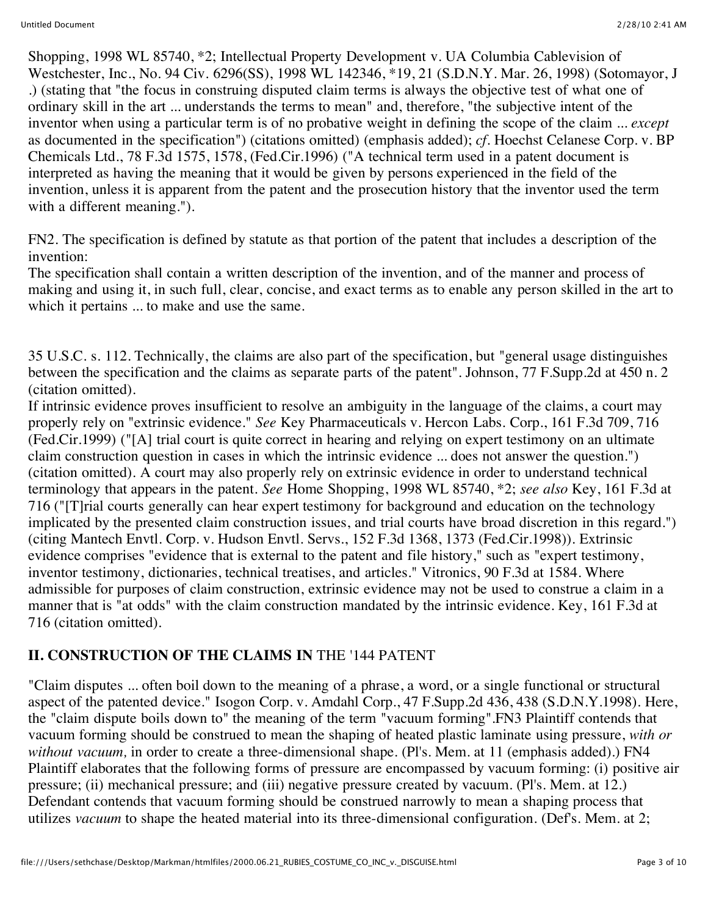Shopping, 1998 WL 85740, *2; Intellectual Property Development v. UA Columbia Cablevision of Westchester, Inc., No. 94 Civ. 6296(SS), 1998 WL 142346, *19, 21 (S.D.N.Y. Mar. 26, 1998) (Sotomayor, J .) (stating that "the focus in construing disputed claim terms is always the objective test of what one of ordinary skill in the art ... understands the terms to mean" and, therefore, "the subjective intent of the inventor when using a particular term is of no probative weight in defining the scope of the claim ... *except* as documented in the specification") (citations omitted) (emphasis added); *cf*. Hoechst Celanese Corp. v. BP Chemicals Ltd., 78 F.3d 1575, 1578, (Fed.Cir.1996) ("A technical term used in a patent document is interpreted as having the meaning that it would be given by persons experienced in the field of the invention, unless it is apparent from the patent and the prosecution history that the inventor used the term with a different meaning.").

FN2. The specification is defined by statute as that portion of the patent that includes a description of the invention:
The specification shall contain a written description of the invention, and of the manner and process of making and using it, in such full, clear, concise, and exact terms as to enable any person skilled in the art to which it pertains ... to make and use the same.

35 U.S.C. s. 112. Technically, the claims are also part of the specification, but "general usage distinguishes between the specification and the claims as separate parts of the patent". Johnson, 77 F.Supp.2d at 450 n. 2 (citation omitted).
If intrinsic evidence proves insufficient to resolve an ambiguity in the language of the claims, a court may properly rely on "extrinsic evidence." *See* Key Pharmaceuticals v. Hercon Labs. Corp., 161 F.3d 709, 716 (Fed.Cir.1999) ("[A] trial court is quite correct in hearing and relying on expert testimony on an ultimate claim construction question in cases in which the intrinsic evidence ... does not answer the question.") (citation omitted). A court may also properly rely on extrinsic evidence in order to understand technical terminology that appears in the patent. *See* Home Shopping, 1998 WL 85740, *2; *see also* Key, 161 F.3d at 716 ("[T]rial courts generally can hear expert testimony for background and education on the technology implicated by the presented claim construction issues, and trial courts have broad discretion in this regard.") (citing Mantech Envtl. Corp. v. Hudson Envtl. Servs., 152 F.3d 1368, 1373 (Fed.Cir.1998)). Extrinsic evidence comprises "evidence that is external to the patent and file history," such as "expert testimony, inventor testimony, dictionaries, technical treatises, and articles." Vitronics, 90 F.3d at 1584. Where admissible for purposes of claim construction, extrinsic evidence may not be used to construe a claim in a manner that is "at odds" with the claim construction mandated by the intrinsic evidence. Key, 161 F.3d at 716 (citation omitted).

## **II. CONSTRUCTION OF THE CLAIMS IN** THE '144 PATENT

"Claim disputes ... often boil down to the meaning of a phrase, a word, or a single functional or structural aspect of the patented device." Isogon Corp. v. Amdahl Corp., 47 F.Supp.2d 436, 438 (S.D.N.Y.1998). Here, the "claim dispute boils down to" the meaning of the term "vacuum forming".FN3 Plaintiff contends that vacuum forming should be construed to mean the shaping of heated plastic laminate using pressure, *with or without vacuum,* in order to create a three-dimensional shape. (Pl's. Mem. at 11 (emphasis added).) FN4 Plaintiff elaborates that the following forms of pressure are encompassed by vacuum forming: (i) positive air pressure; (ii) mechanical pressure; and (iii) negative pressure created by vacuum. (Pl's. Mem. at 12.) Defendant contends that vacuum forming should be construed narrowly to mean a shaping process that utilizes *vacuum* to shape the heated material into its three-dimensional configuration. (Def's. Mem. at 2;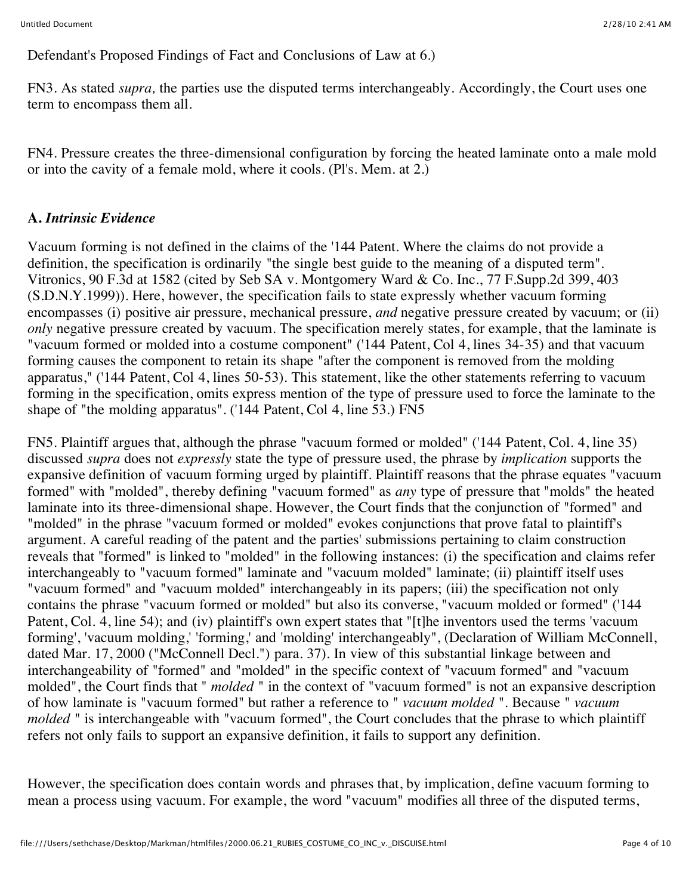Defendant's Proposed Findings of Fact and Conclusions of Law at 6.)

FN3. As stated *supra,* the parties use the disputed terms interchangeably. Accordingly, the Court uses one term to encompass them all.

FN4. Pressure creates the three-dimensional configuration by forcing the heated laminate onto a male mold or into the cavity of a female mold, where it cools. (Pl's. Mem. at 2.)

### A. *Intrinsic Evidence*

Vacuum forming is not defined in the claims of the '144 Patent. Where the claims do not provide a definition, the specification is ordinarily "the single best guide to the meaning of a disputed term". Vitronics, 90 F.3d at 1582 (cited by Seb SA v. Montgomery Ward & Co. Inc., 77 F.Supp.2d 399, 403 (S.D.N.Y.1999)). Here, however, the specification fails to state expressly whether vacuum forming encompasses (i) positive air pressure, mechanical pressure, *and* negative pressure created by vacuum; or (ii) *only* negative pressure created by vacuum. The specification merely states, for example, that the laminate is "vacuum formed or molded into a costume component" ('144 Patent, Col 4, lines 34-35) and that vacuum forming causes the component to retain its shape "after the component is removed from the molding apparatus," ('144 Patent, Col 4, lines 50-53). This statement, like the other statements referring to vacuum forming in the specification, omits express mention of the type of pressure used to force the laminate to the shape of "the molding apparatus". ('144 Patent, Col 4, line 53.) FN5

FN5. Plaintiff argues that, although the phrase "vacuum formed or molded" ('144 Patent, Col. 4, line 35) discussed *supra* does not *expressly* state the type of pressure used, the phrase by *implication* supports the expansive definition of vacuum forming urged by plaintiff. Plaintiff reasons that the phrase equates "vacuum formed" with "molded", thereby defining "vacuum formed" as *any* type of pressure that "molds" the heated laminate into its three-dimensional shape. However, the Court finds that the conjunction of "formed" and "molded" in the phrase "vacuum formed or molded" evokes conjunctions that prove fatal to plaintiff's argument. A careful reading of the patent and the parties' submissions pertaining to claim construction reveals that "formed" is linked to "molded" in the following instances: (i) the specification and claims refer interchangeably to "vacuum formed" laminate and "vacuum molded" laminate; (ii) plaintiff itself uses "vacuum formed" and "vacuum molded" interchangeably in its papers; (iii) the specification not only contains the phrase "vacuum formed or molded" but also its converse, "vacuum molded or formed" ('144 Patent, Col. 4, line 54); and (iv) plaintiff's own expert states that "[t]he inventors used the terms 'vacuum forming', 'vacuum molding,' 'forming,' and 'molding' interchangeably", (Declaration of William McConnell, dated Mar. 17, 2000 ("McConnell Decl.") para. 37). In view of this substantial linkage between and interchangeability of "formed" and "molded" in the specific context of "vacuum formed" and "vacuum molded", the Court finds that " *molded* " in the context of "vacuum formed" is not an expansive description of how laminate is "vacuum formed" but rather a reference to " *vacuum molded* ". Because " *vacuum molded* " is interchangeable with "vacuum formed", the Court concludes that the phrase to which plaintiff refers not only fails to support an expansive definition, it fails to support any definition.

However, the specification does contain words and phrases that, by implication, define vacuum forming to mean a process using vacuum. For example, the word "vacuum" modifies all three of the disputed terms,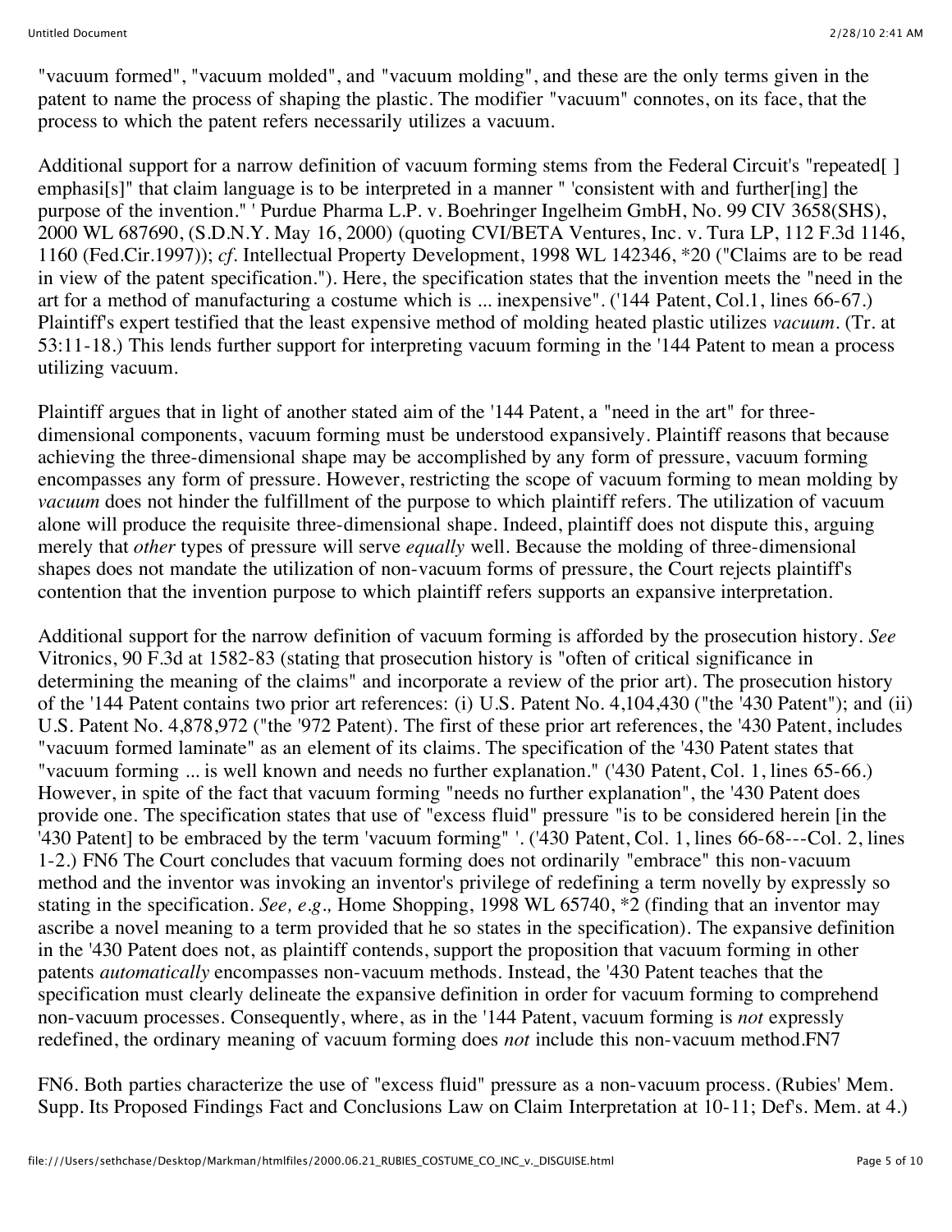"vacuum formed", "vacuum molded", and "vacuum molding", and these are the only terms given in the patent to name the process of shaping the plastic. The modifier "vacuum" connotes, on its face, that the process to which the patent refers necessarily utilizes a vacuum.

Additional support for a narrow definition of vacuum forming stems from the Federal Circuit's "repeated[ ] emphasi[s]" that claim language is to be interpreted in a manner " 'consistent with and further[ing] the purpose of the invention." ' Purdue Pharma L.P. v. Boehringer Ingelheim GmbH, No. 99 CIV 3658(SHS), 2000 WL 687690, (S.D.N.Y. May 16, 2000) (quoting CVI/BETA Ventures, Inc. v. Tura LP, 112 F.3d 1146, 1160 (Fed.Cir.1997)); *cf.* Intellectual Property Development, 1998 WL 142346, *20 ("Claims are to be read in view of the patent specification."). Here, the specification states that the invention meets the "need in the art for a method of manufacturing a costume which is ... inexpensive". ('144 Patent, Col.1, lines 66-67.) Plaintiff's expert testified that the least expensive method of molding heated plastic utilizes *vacuum*. (Tr. at 53:11-18.) This lends further support for interpreting vacuum forming in the '144 Patent to mean a process utilizing vacuum.

Plaintiff argues that in light of another stated aim of the '144 Patent, a "need in the art" for three-dimensional components, vacuum forming must be understood expansively. Plaintiff reasons that because achieving the three-dimensional shape may be accomplished by any form of pressure, vacuum forming encompasses any form of pressure. However, restricting the scope of vacuum forming to mean molding by *vacuum* does not hinder the fulfillment of the purpose to which plaintiff refers. The utilization of vacuum alone will produce the requisite three-dimensional shape. Indeed, plaintiff does not dispute this, arguing merely that *other* types of pressure will serve *equally* well. Because the molding of three-dimensional shapes does not mandate the utilization of non-vacuum forms of pressure, the Court rejects plaintiff's contention that the invention purpose to which plaintiff refers supports an expansive interpretation.

Additional support for the narrow definition of vacuum forming is afforded by the prosecution history. *See* Vitronics, 90 F.3d at 1582-83 (stating that prosecution history is "often of critical significance in determining the meaning of the claims" and incorporate a review of the prior art). The prosecution history of the '144 Patent contains two prior art references: (i) U.S. Patent No. 4,104,430 ("the '430 Patent"); and (ii) U.S. Patent No. 4,878,972 ("the '972 Patent). The first of these prior art references, the '430 Patent, includes "vacuum formed laminate" as an element of its claims. The specification of the '430 Patent states that "vacuum forming ... is well known and needs no further explanation." ('430 Patent, Col. 1, lines 65-66.) However, in spite of the fact that vacuum forming "needs no further explanation", the '430 Patent does provide one. The specification states that use of "excess fluid" pressure "is to be considered herein [in the '430 Patent] to be embraced by the term 'vacuum forming" '. ('430 Patent, Col. 1, lines 66-68---Col. 2, lines 1-2.) FN6 The Court concludes that vacuum forming does not ordinarily "embrace" this non-vacuum method and the inventor was invoking an inventor's privilege of redefining a term novelly by expressly so stating in the specification. *See, e.g.,* Home Shopping, 1998 WL 65740, *2 (finding that an inventor may ascribe a novel meaning to a term provided that he so states in the specification). The expansive definition in the '430 Patent does not, as plaintiff contends, support the proposition that vacuum forming in other patents *automatically* encompasses non-vacuum methods. Instead, the '430 Patent teaches that the specification must clearly delineate the expansive definition in order for vacuum forming to comprehend non-vacuum processes. Consequently, where, as in the '144 Patent, vacuum forming is *not* expressly redefined, the ordinary meaning of vacuum forming does *not* include this non-vacuum method.FN7

FN6. Both parties characterize the use of "excess fluid" pressure as a non-vacuum process. (Rubies' Mem. Supp. Its Proposed Findings Fact and Conclusions Law on Claim Interpretation at 10-11; Def's. Mem. at 4.)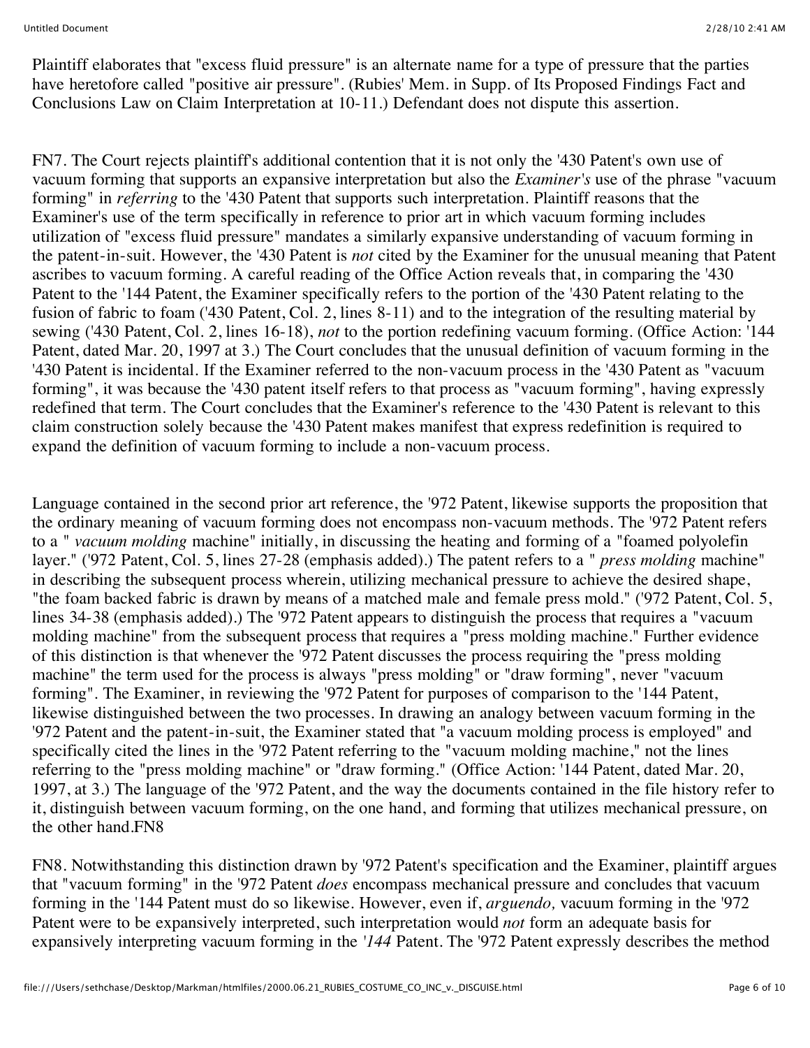Plaintiff elaborates that "excess fluid pressure" is an alternate name for a type of pressure that the parties have heretofore called "positive air pressure". (Rubies' Mem. in Supp. of Its Proposed Findings Fact and Conclusions Law on Claim Interpretation at 10-11.) Defendant does not dispute this assertion.

FN7. The Court rejects plaintiff's additional contention that it is not only the '430 Patent's own use of vacuum forming that supports an expansive interpretation but also the *Examiner's* use of the phrase "vacuum forming" in *referring* to the '430 Patent that supports such interpretation. Plaintiff reasons that the Examiner's use of the term specifically in reference to prior art in which vacuum forming includes utilization of "excess fluid pressure" mandates a similarly expansive understanding of vacuum forming in the patent-in-suit. However, the '430 Patent is *not* cited by the Examiner for the unusual meaning that Patent ascribes to vacuum forming. A careful reading of the Office Action reveals that, in comparing the '430 Patent to the '144 Patent, the Examiner specifically refers to the portion of the '430 Patent relating to the fusion of fabric to foam ('430 Patent, Col. 2, lines 8-11) and to the integration of the resulting material by sewing ('430 Patent, Col. 2, lines 16-18), *not* to the portion redefining vacuum forming. (Office Action: '144 Patent, dated Mar. 20, 1997 at 3.) The Court concludes that the unusual definition of vacuum forming in the '430 Patent is incidental. If the Examiner referred to the non-vacuum process in the '430 Patent as "vacuum forming", it was because the '430 patent itself refers to that process as "vacuum forming", having expressly redefined that term. The Court concludes that the Examiner's reference to the '430 Patent is relevant to this claim construction solely because the '430 Patent makes manifest that express redefinition is required to expand the definition of vacuum forming to include a non-vacuum process.

Language contained in the second prior art reference, the '972 Patent, likewise supports the proposition that the ordinary meaning of vacuum forming does not encompass non-vacuum methods. The '972 Patent refers to a " *vacuum molding* machine" initially, in discussing the heating and forming of a "foamed polyolefin layer." ('972 Patent, Col. 5, lines 27-28 (emphasis added).) The patent refers to a " *press molding* machine" in describing the subsequent process wherein, utilizing mechanical pressure to achieve the desired shape, "the foam backed fabric is drawn by means of a matched male and female press mold." ('972 Patent, Col. 5, lines 34-38 (emphasis added).) The '972 Patent appears to distinguish the process that requires a "vacuum molding machine" from the subsequent process that requires a "press molding machine." Further evidence of this distinction is that whenever the '972 Patent discusses the process requiring the "press molding machine" the term used for the process is always "press molding" or "draw forming", never "vacuum forming". The Examiner, in reviewing the '972 Patent for purposes of comparison to the '144 Patent, likewise distinguished between the two processes. In drawing an analogy between vacuum forming in the '972 Patent and the patent-in-suit, the Examiner stated that "a vacuum molding process is employed" and specifically cited the lines in the '972 Patent referring to the "vacuum molding machine," not the lines referring to the "press molding machine" or "draw forming." (Office Action: '144 Patent, dated Mar. 20, 1997, at 3.) The language of the '972 Patent, and the way the documents contained in the file history refer to it, distinguish between vacuum forming, on the one hand, and forming that utilizes mechanical pressure, on the other hand.FN8

FN8. Notwithstanding this distinction drawn by '972 Patent's specification and the Examiner, plaintiff argues that "vacuum forming" in the '972 Patent *does* encompass mechanical pressure and concludes that vacuum forming in the '144 Patent must do so likewise. However, even if, *arguendo,* vacuum forming in the '972 Patent were to be expansively interpreted, such interpretation would *not* form an adequate basis for expansively interpreting vacuum forming in the *'144* Patent. The '972 Patent expressly describes the method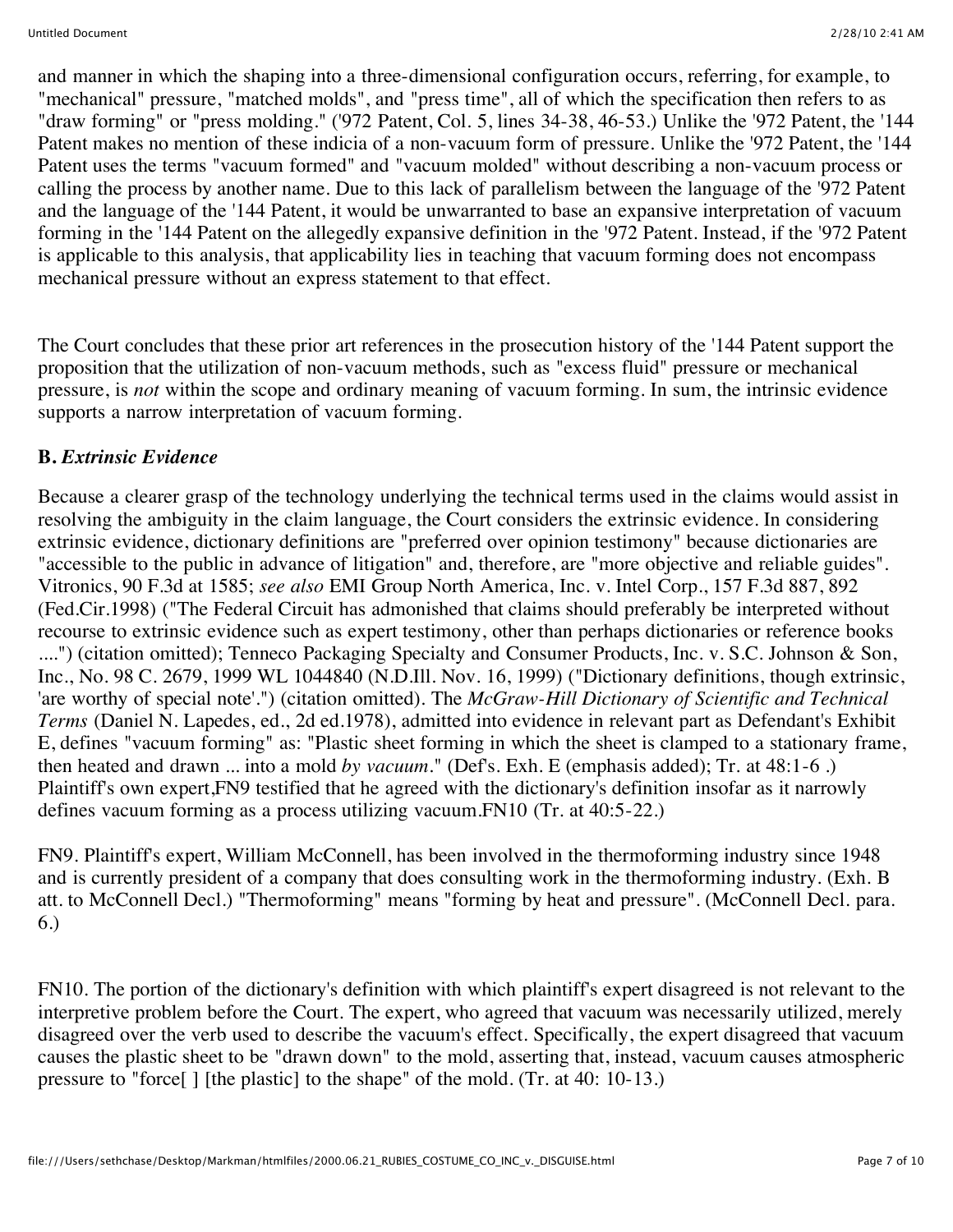and manner in which the shaping into a three-dimensional configuration occurs, referring, for example, to "mechanical" pressure, "matched molds", and "press time", all of which the specification then refers to as "draw forming" or "press molding." ('972 Patent, Col. 5, lines 34-38, 46-53.) Unlike the '972 Patent, the '144 Patent makes no mention of these indicia of a non-vacuum form of pressure. Unlike the '972 Patent, the '144 Patent uses the terms "vacuum formed" and "vacuum molded" without describing a non-vacuum process or calling the process by another name. Due to this lack of parallelism between the language of the '972 Patent and the language of the '144 Patent, it would be unwarranted to base an expansive interpretation of vacuum forming in the '144 Patent on the allegedly expansive definition in the '972 Patent. Instead, if the '972 Patent is applicable to this analysis, that applicability lies in teaching that vacuum forming does not encompass mechanical pressure without an express statement to that effect.

The Court concludes that these prior art references in the prosecution history of the '144 Patent support the proposition that the utilization of non-vacuum methods, such as "excess fluid" pressure or mechanical pressure, is *not* within the scope and ordinary meaning of vacuum forming. In sum, the intrinsic evidence supports a narrow interpretation of vacuum forming.

**B.** ***Extrinsic Evidence***

Because a clearer grasp of the technology underlying the technical terms used in the claims would assist in resolving the ambiguity in the claim language, the Court considers the extrinsic evidence. In considering extrinsic evidence, dictionary definitions are "preferred over opinion testimony" because dictionaries are "accessible to the public in advance of litigation" and, therefore, are "more objective and reliable guides". Vitronics, 90 F.3d at 1585; *see also* EMI Group North America, Inc. v. Intel Corp., 157 F.3d 887, 892 (Fed.Cir.1998) ("The Federal Circuit has admonished that claims should preferably be interpreted without recourse to extrinsic evidence such as expert testimony, other than perhaps dictionaries or reference books ....") (citation omitted); Tenneco Packaging Specialty and Consumer Products, Inc. v. S.C. Johnson & Son, Inc., No. 98 C. 2679, 1999 WL 1044840 (N.D.Ill. Nov. 16, 1999) ("Dictionary definitions, though extrinsic, 'are worthy of special note'.") (citation omitted). The *McGraw-Hill Dictionary of Scientific and Technical Terms* (Daniel N. Lapedes, ed., 2d ed.1978), admitted into evidence in relevant part as Defendant's Exhibit E, defines "vacuum forming" as: "Plastic sheet forming in which the sheet is clamped to a stationary frame, then heated and drawn ... into a mold *by vacuum*." (Def's. Exh. E (emphasis added); Tr. at 48:1-6 .) Plaintiff's own expert,FN9 testified that he agreed with the dictionary's definition insofar as it narrowly defines vacuum forming as a process utilizing vacuum.FN10 (Tr. at 40:5-22.)

FN9. Plaintiff's expert, William McConnell, has been involved in the thermoforming industry since 1948 and is currently president of a company that does consulting work in the thermoforming industry. (Exh. B att. to McConnell Decl.) "Thermoforming" means "forming by heat and pressure". (McConnell Decl. para. 6.)

FN10. The portion of the dictionary's definition with which plaintiff's expert disagreed is not relevant to the interpretive problem before the Court. The expert, who agreed that vacuum was necessarily utilized, merely disagreed over the verb used to describe the vacuum's effect. Specifically, the expert disagreed that vacuum causes the plastic sheet to be "drawn down" to the mold, asserting that, instead, vacuum causes atmospheric pressure to "force[ ] [the plastic] to the shape" of the mold. (Tr. at 40: 10-13.)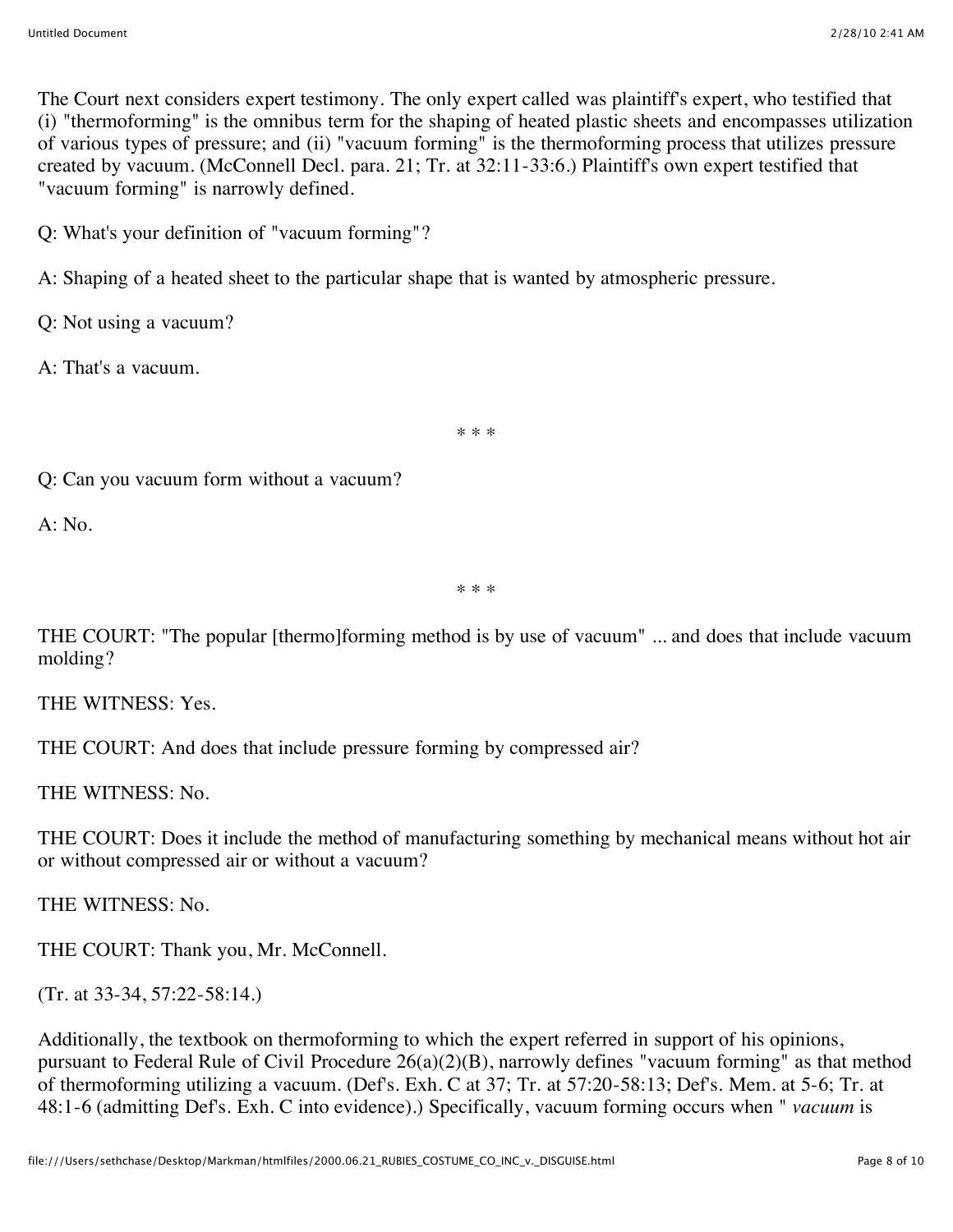The Court next considers expert testimony. The only expert called was plaintiff's expert, who testified that (i) "thermoforming" is the omnibus term for the shaping of heated plastic sheets and encompasses utilization of various types of pressure; and (ii) "vacuum forming" is the thermoforming process that utilizes pressure created by vacuum. (McConnell Decl. para. 21; Tr. at 32:11-33:6.) Plaintiff's own expert testified that "vacuum forming" is narrowly defined.

Q: What's your definition of "vacuum forming"?

A: Shaping of a heated sheet to the particular shape that is wanted by atmospheric pressure.

Q: Not using a vacuum?

A: That's a vacuum.

* * *

Q: Can you vacuum form without a vacuum?

A: No.

* * *

THE COURT: "The popular [thermo]forming method is by use of vacuum" ... and does that include vacuum molding?

THE WITNESS: Yes.

THE COURT: And does that include pressure forming by compressed air?

THE WITNESS: No.

THE COURT: Does it include the method of manufacturing something by mechanical means without hot air or without compressed air or without a vacuum?

THE WITNESS: No.

THE COURT: Thank you, Mr. McConnell.

(Tr. at 33-34, 57:22-58:14.)

Additionally, the textbook on thermoforming to which the expert referred in support of his opinions, pursuant to Federal Rule of Civil Procedure 26(a)(2)(B), narrowly defines "vacuum forming" as that method of thermoforming utilizing a vacuum. (Def's. Exh. C at 37; Tr. at 57:20-58:13; Def's. Mem. at 5-6; Tr. at 48:1-6 (admitting Def's. Exh. C into evidence).) Specifically, vacuum forming occurs when " *vacuum* is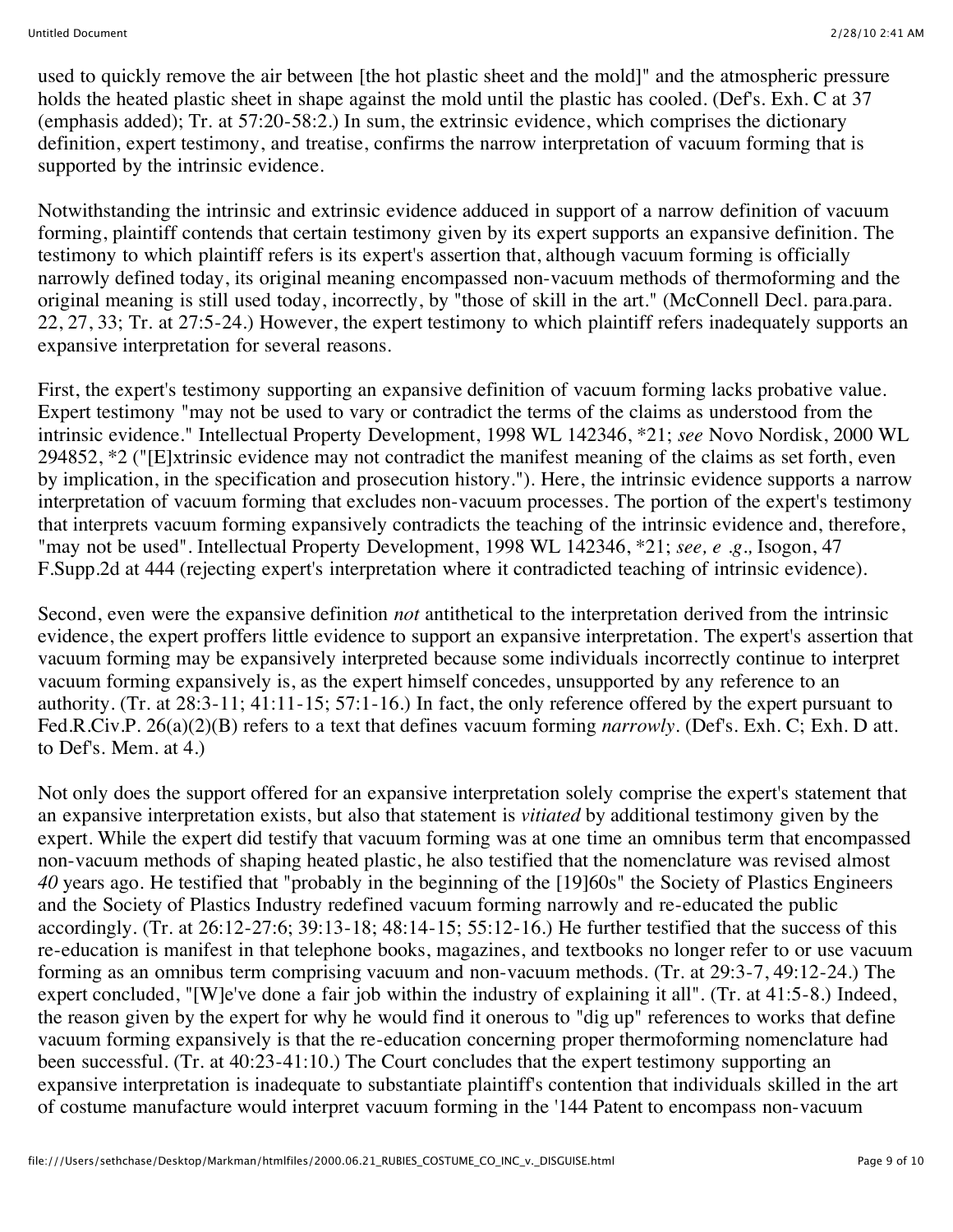used to quickly remove the air between [the hot plastic sheet and the mold]" and the atmospheric pressure holds the heated plastic sheet in shape against the mold until the plastic has cooled. (Def's. Exh. C at 37 (emphasis added); Tr. at 57:20-58:2.) In sum, the extrinsic evidence, which comprises the dictionary definition, expert testimony, and treatise, confirms the narrow interpretation of vacuum forming that is supported by the intrinsic evidence.

Notwithstanding the intrinsic and extrinsic evidence adduced in support of a narrow definition of vacuum forming, plaintiff contends that certain testimony given by its expert supports an expansive definition. The testimony to which plaintiff refers is its expert's assertion that, although vacuum forming is officially narrowly defined today, its original meaning encompassed non-vacuum methods of thermoforming and the original meaning is still used today, incorrectly, by "those of skill in the art." (McConnell Decl. para.para. 22, 27, 33; Tr. at 27:5-24.) However, the expert testimony to which plaintiff refers inadequately supports an expansive interpretation for several reasons.

First, the expert's testimony supporting an expansive definition of vacuum forming lacks probative value. Expert testimony "may not be used to vary or contradict the terms of the claims as understood from the intrinsic evidence." Intellectual Property Development, 1998 WL 142346, *21; *see* Novo Nordisk, 2000 WL 294852, *2 ("[E]xtrinsic evidence may not contradict the manifest meaning of the claims as set forth, even by implication, in the specification and prosecution history."). Here, the intrinsic evidence supports a narrow interpretation of vacuum forming that excludes non-vacuum processes. The portion of the expert's testimony that interprets vacuum forming expansively contradicts the teaching of the intrinsic evidence and, therefore, "may not be used". Intellectual Property Development, 1998 WL 142346, *21; *see, e .g.,* Isogon, 47 F.Supp.2d at 444 (rejecting expert's interpretation where it contradicted teaching of intrinsic evidence).

Second, even were the expansive definition *not* antithetical to the interpretation derived from the intrinsic evidence, the expert proffers little evidence to support an expansive interpretation. The expert's assertion that vacuum forming may be expansively interpreted because some individuals incorrectly continue to interpret vacuum forming expansively is, as the expert himself concedes, unsupported by any reference to an authority. (Tr. at 28:3-11; 41:11-15; 57:1-16.) In fact, the only reference offered by the expert pursuant to Fed.R.Civ.P. 26(a)(2)(B) refers to a text that defines vacuum forming *narrowly*. (Def's. Exh. C; Exh. D att. to Def's. Mem. at 4.)

Not only does the support offered for an expansive interpretation solely comprise the expert's statement that an expansive interpretation exists, but also that statement is *vitiated* by additional testimony given by the expert. While the expert did testify that vacuum forming was at one time an omnibus term that encompassed non-vacuum methods of shaping heated plastic, he also testified that the nomenclature was revised almost *40* years ago. He testified that "probably in the beginning of the [19]60s" the Society of Plastics Engineers and the Society of Plastics Industry redefined vacuum forming narrowly and re-educated the public accordingly. (Tr. at 26:12-27:6; 39:13-18; 48:14-15; 55:12-16.) He further testified that the success of this re-education is manifest in that telephone books, magazines, and textbooks no longer refer to or use vacuum forming as an omnibus term comprising vacuum and non-vacuum methods. (Tr. at 29:3-7, 49:12-24.) The expert concluded, "[W]e've done a fair job within the industry of explaining it all". (Tr. at 41:5-8.) Indeed, the reason given by the expert for why he would find it onerous to "dig up" references to works that define vacuum forming expansively is that the re-education concerning proper thermoforming nomenclature had been successful. (Tr. at 40:23-41:10.) The Court concludes that the expert testimony supporting an expansive interpretation is inadequate to substantiate plaintiff's contention that individuals skilled in the art of costume manufacture would interpret vacuum forming in the '144 Patent to encompass non-vacuum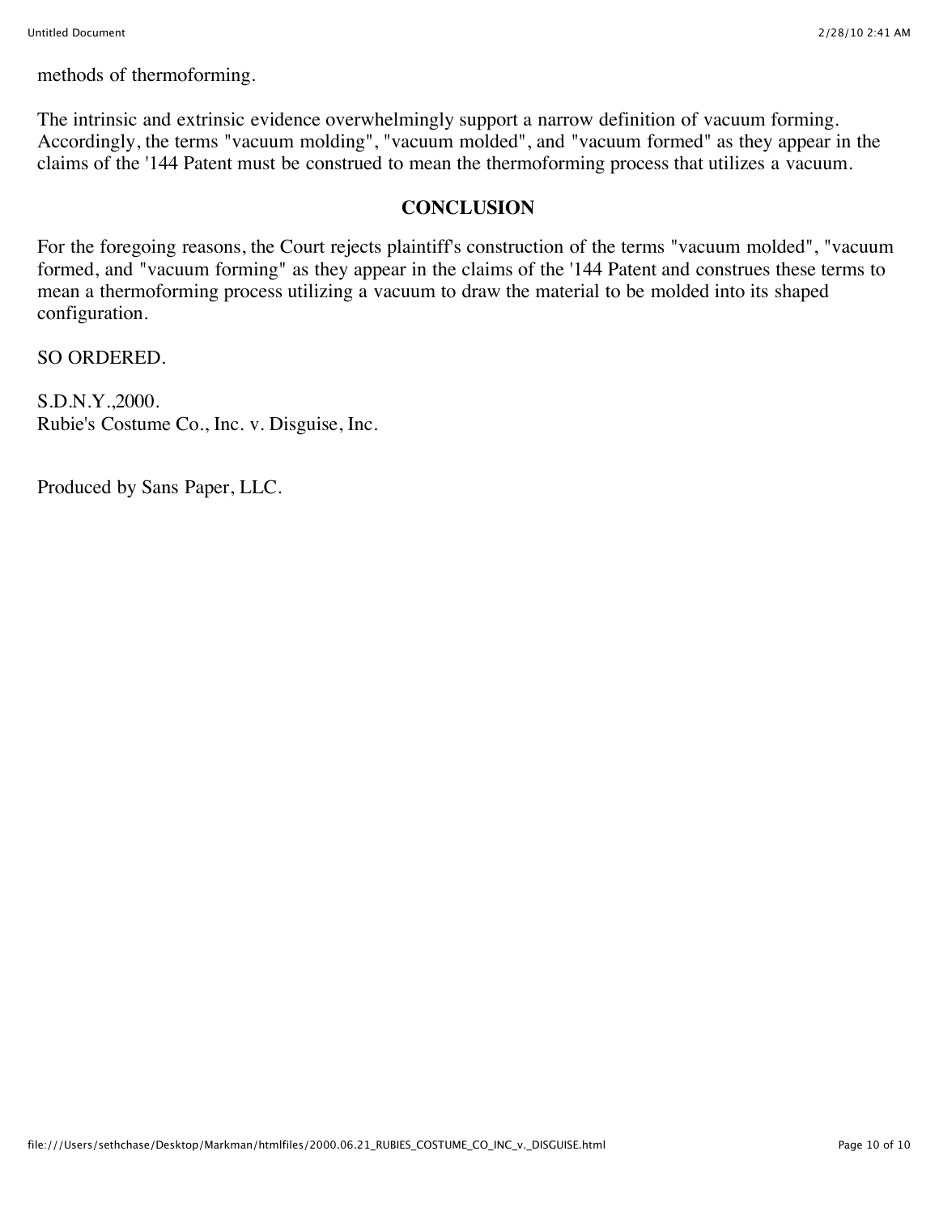methods of thermoforming.

The intrinsic and extrinsic evidence overwhelmingly support a narrow definition of vacuum forming. Accordingly, the terms "vacuum molding", "vacuum molded", and "vacuum formed" as they appear in the claims of the '144 Patent must be construed to mean the thermoforming process that utilizes a vacuum.

## CONCLUSION

For the foregoing reasons, the Court rejects plaintiff's construction of the terms "vacuum molded", "vacuum formed, and "vacuum forming" as they appear in the claims of the '144 Patent and construes these terms to mean a thermoforming process utilizing a vacuum to draw the material to be molded into its shaped configuration.

SO ORDERED.

S.D.N.Y.,2000.
Rubie's Costume Co., Inc. v. Disguise, Inc.

Produced by Sans Paper, LLC.